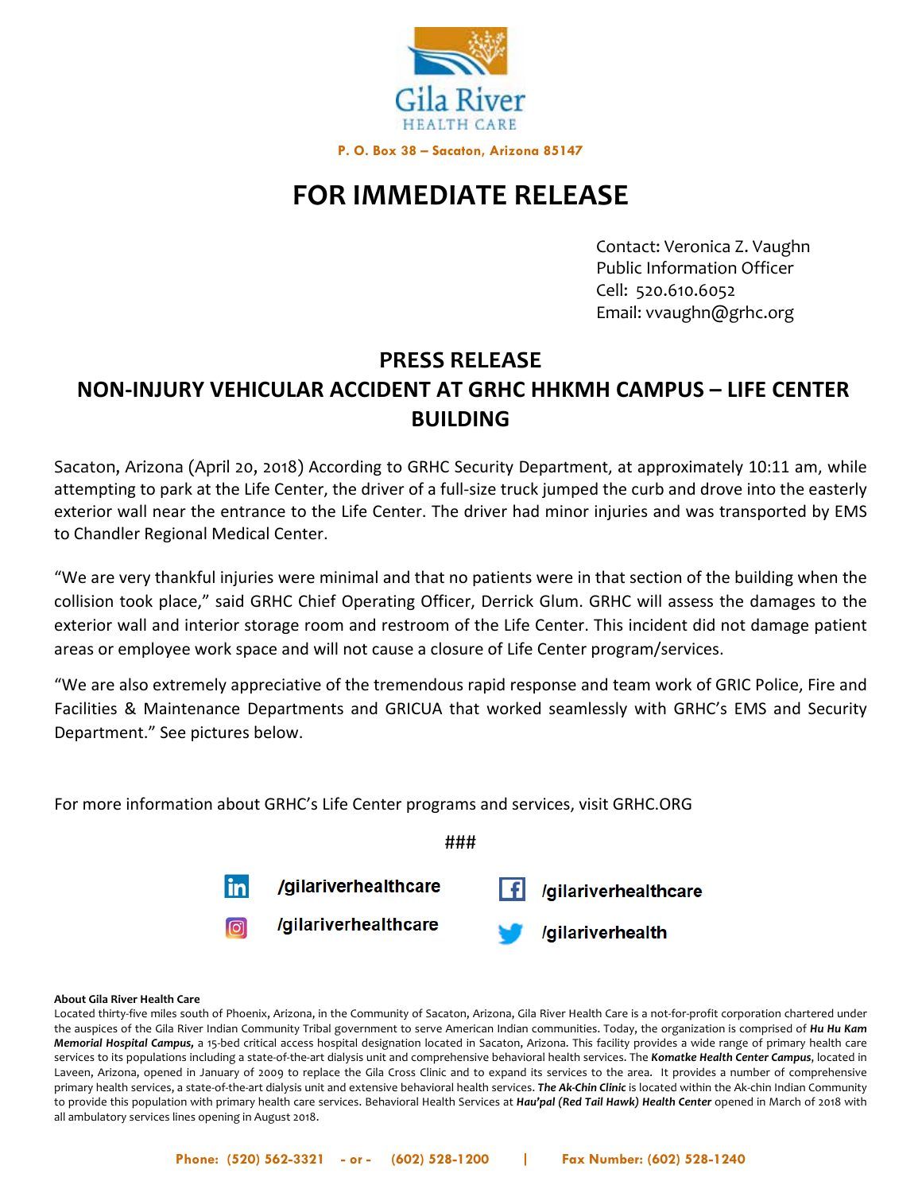Gila River HEALTH CARE

P. O. Box 38 – Sacaton, Arizona 85147

# FOR IMMEDIATE RELEASE

Contact: Veronica Z. Vaughn
Public Information Officer
Cell: 520.610.6052
Email: vvaughn@grhc.org

## PRESS RELEASE

## NON-INJURY VEHICULAR ACCIDENT AT GRHC HHKMH CAMPUS – LIFE CENTER BUILDING

Sacaton, Arizona (April 20, 2018) According to GRHC Security Department, at approximately 10:11 am, while attempting to park at the Life Center, the driver of a full-size truck jumped the curb and drove into the easterly exterior wall near the entrance to the Life Center. The driver had minor injuries and was transported by EMS to Chandler Regional Medical Center.

"We are very thankful injuries were minimal and that no patients were in that section of the building when the collision took place," said GRHC Chief Operating Officer, Derrick Glum. GRHC will assess the damages to the exterior wall and interior storage room and restroom of the Life Center. This incident did not damage patient areas or employee work space and will not cause a closure of Life Center program/services.

"We are also extremely appreciative of the tremendous rapid response and team work of GRIC Police, Fire and Facilities & Maintenance Departments and GRICUA that worked seamlessly with GRHC's EMS and Security Department." See pictures below.

For more information about GRHC's Life Center programs and services, visit GRHC.ORG

###

/gilariverhealthcare (LinkedIn)
/gilariverhealthcare (Facebook)
/gilariverhealthcare (Instagram)
/gilariverhealth (Twitter)

**About Gila River Health Care**
Located thirty-five miles south of Phoenix, Arizona, in the Community of Sacaton, Arizona, Gila River Health Care is a not-for-profit corporation chartered under the auspices of the Gila River Indian Community Tribal government to serve American Indian communities. Today, the organization is comprised of ***Hu Hu Kam Memorial Hospital Campus,*** a 15-bed critical access hospital designation located in Sacaton, Arizona. This facility provides a wide range of primary health care services to its populations including a state-of-the-art dialysis unit and comprehensive behavioral health services. The ***Komatke Health Center Campus***, located in Laveen, Arizona, opened in January of 2009 to replace the Gila Cross Clinic and to expand its services to the area. It provides a number of comprehensive primary health services, a state-of-the-art dialysis unit and extensive behavioral health services. ***The Ak-Chin Clinic*** is located within the Ak-chin Indian Community to provide this population with primary health care services. Behavioral Health Services at ***Hau'pal (Red Tail Hawk) Health Center*** opened in March of 2018 with all ambulatory services lines opening in August 2018.

Phone: (520) 562-3321 - or - (602) 528-1200 | Fax Number: (602) 528-1240